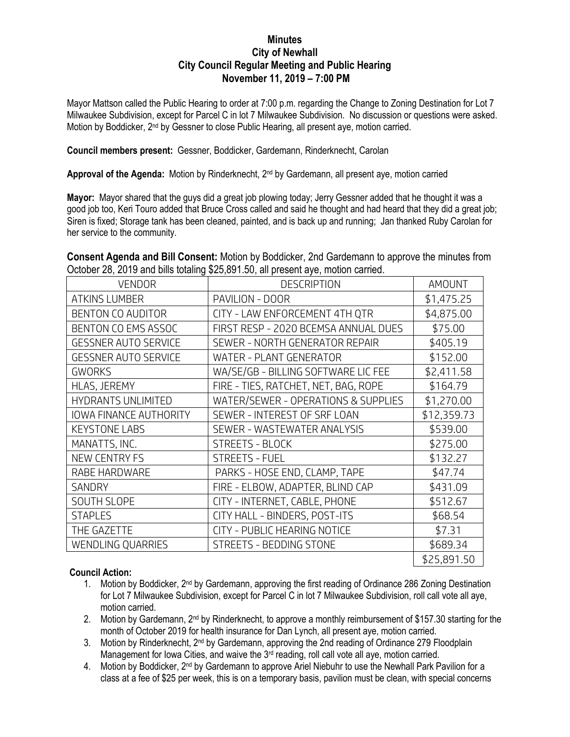# Minutes
## City of Newhall
## City Council Regular Meeting and Public Hearing
## November 11, 2019 – 7:00 PM

Mayor Mattson called the Public Hearing to order at 7:00 p.m. regarding the Change to Zoning Destination for Lot 7 Milwaukee Subdivision, except for Parcel C in lot 7 Milwaukee Subdivision. No discussion or questions were asked. Motion by Boddicker, 2nd by Gessner to close Public Hearing, all present aye, motion carried.

**Council members present:** Gessner, Boddicker, Gardemann, Rinderknecht, Carolan

**Approval of the Agenda:** Motion by Rinderknecht, 2nd by Gardemann, all present aye, motion carried

**Mayor:** Mayor shared that the guys did a great job plowing today; Jerry Gessner added that he thought it was a good job too, Keri Touro added that Bruce Cross called and said he thought and had heard that they did a great job; Siren is fixed; Storage tank has been cleaned, painted, and is back up and running; Jan thanked Ruby Carolan for her service to the community.

**Consent Agenda and Bill Consent:** Motion by Boddicker, 2nd Gardemann to approve the minutes from October 28, 2019 and bills totaling $25,891.50, all present aye, motion carried.

| VENDOR | DESCRIPTION | AMOUNT |
|---|---|---|
| ATKINS LUMBER | PAVILION - DOOR | $1,475.25 |
| BENTON CO AUDITOR | CITY - LAW ENFORCEMENT 4TH QTR | $4,875.00 |
| BENTON CO EMS ASSOC | FIRST RESP - 2020 BCEMSA ANNUAL DUES | $75.00 |
| GESSNER AUTO SERVICE | SEWER - NORTH GENERATOR REPAIR | $405.19 |
| GESSNER AUTO SERVICE | WATER - PLANT GENERATOR | $152.00 |
| GWORKS | WA/SE/GB - BILLING SOFTWARE LIC FEE | $2,411.58 |
| HLAS, JEREMY | FIRE - TIES, RATCHET, NET, BAG, ROPE | $164.79 |
| HYDRANTS UNLIMITED | WATER/SEWER - OPERATIONS & SUPPLIES | $1,270.00 |
| IOWA FINANCE AUTHORITY | SEWER - INTEREST OF SRF LOAN | $12,359.73 |
| KEYSTONE LABS | SEWER - WASTEWATER ANALYSIS | $539.00 |
| MANATTS, INC. | STREETS - BLOCK | $275.00 |
| NEW CENTRY FS | STREETS - FUEL | $132.27 |
| RABE HARDWARE | PARKS - HOSE END, CLAMP, TAPE | $47.74 |
| SANDRY | FIRE - ELBOW, ADAPTER, BLIND CAP | $431.09 |
| SOUTH SLOPE | CITY - INTERNET, CABLE, PHONE | $512.67 |
| STAPLES | CITY HALL - BINDERS, POST-ITS | $68.54 |
| THE GAZETTE | CITY - PUBLIC HEARING NOTICE | $7.31 |
| WENDLING QUARRIES | STREETS - BEDDING STONE | $689.34 |
| | | $25,891.50 |

**Council Action:**

1. Motion by Boddicker, 2nd by Gardemann, approving the first reading of Ordinance 286 Zoning Destination for Lot 7 Milwaukee Subdivision, except for Parcel C in lot 7 Milwaukee Subdivision, roll call vote all aye, motion carried.
2. Motion by Gardemann, 2nd by Rinderknecht, to approve a monthly reimbursement of $157.30 starting for the month of October 2019 for health insurance for Dan Lynch, all present aye, motion carried.
3. Motion by Rinderknecht, 2nd by Gardemann, approving the 2nd reading of Ordinance 279 Floodplain Management for Iowa Cities, and waive the 3rd reading, roll call vote all aye, motion carried.
4. Motion by Boddicker, 2nd by Gardemann to approve Ariel Niebuhr to use the Newhall Park Pavilion for a class at a fee of $25 per week, this is on a temporary basis, pavilion must be clean, with special concerns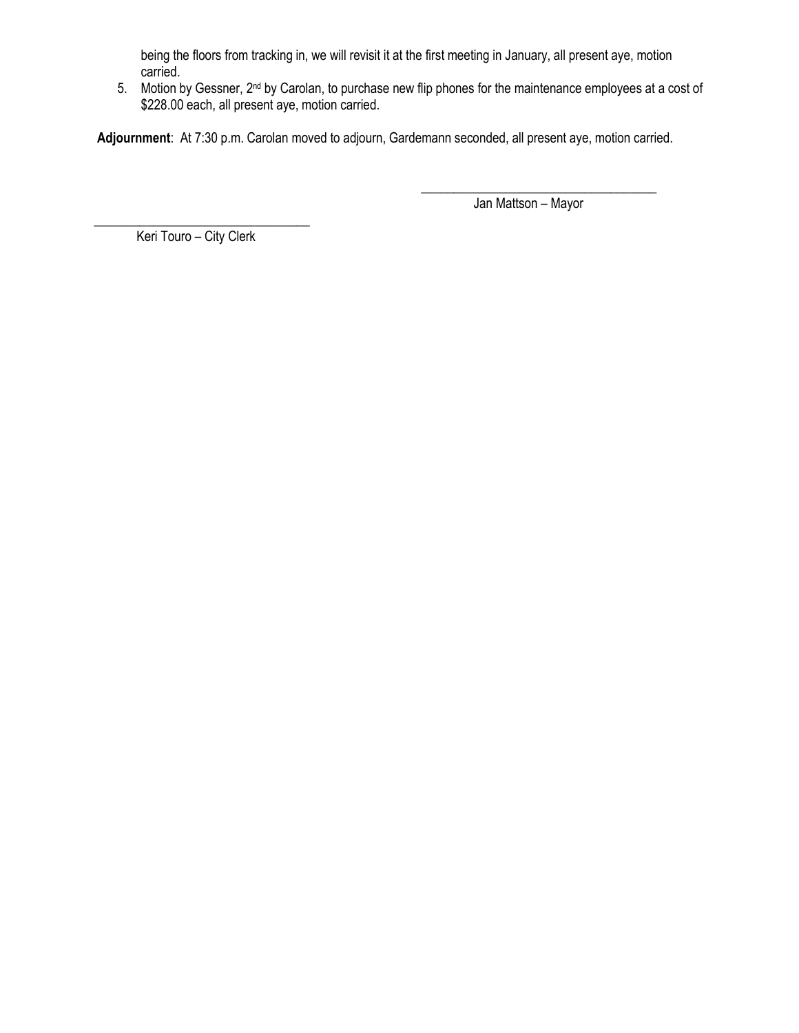being the floors from tracking in, we will revisit it at the first meeting in January, all present aye, motion carried.

5. Motion by Gessner, 2nd by Carolan, to purchase new flip phones for the maintenance employees at a cost of $228.00 each, all present aye, motion carried.

**Adjournment**: At 7:30 p.m. Carolan moved to adjourn, Gardemann seconded, all present aye, motion carried.

\_\_\_\_\_\_\_\_\_\_\_\_\_\_\_\_\_\_\_\_\_\_\_\_\_\_\_\_\_\_\_\_\_\_\_\_

Jan Mattson – Mayor

\_\_\_\_\_\_\_\_\_\_\_\_\_\_\_\_\_\_\_\_\_\_\_\_\_\_\_\_\_\_\_\_\_\_\_\_

Keri Touro – City Clerk